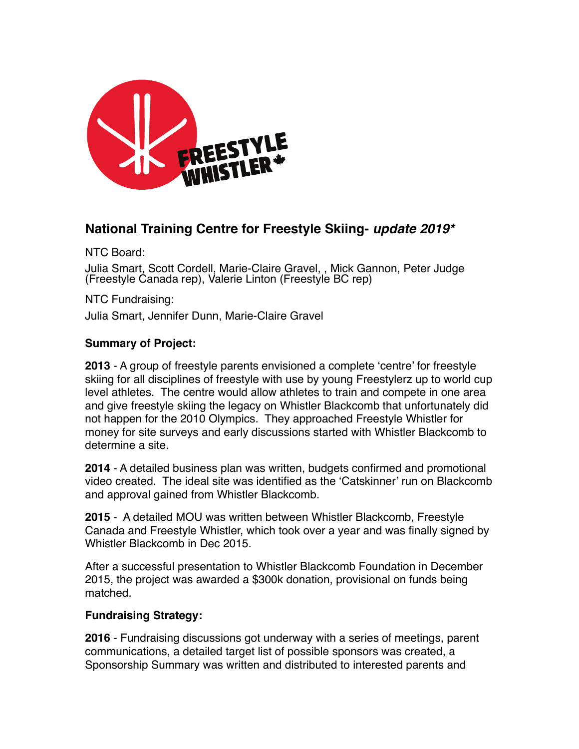## National Training Centre for Freestyle Skiing- ***update 2019****

NTC Board:

Julia Smart, Scott Cordell, Marie-Claire Gravel, , Mick Gannon, Peter Judge (Freestyle Canada rep), Valerie Linton (Freestyle BC rep)

NTC Fundraising:

Julia Smart, Jennifer Dunn, Marie-Claire Gravel

### Summary of Project:

**2013** - A group of freestyle parents envisioned a complete 'centre' for freestyle skiing for all disciplines of freestyle with use by young Freestylerz up to world cup level athletes. The centre would allow athletes to train and compete in one area and give freestyle skiing the legacy on Whistler Blackcomb that unfortunately did not happen for the 2010 Olympics. They approached Freestyle Whistler for money for site surveys and early discussions started with Whistler Blackcomb to determine a site.

**2014** - A detailed business plan was written, budgets confirmed and promotional video created. The ideal site was identified as the 'Catskinner' run on Blackcomb and approval gained from Whistler Blackcomb.

**2015** - A detailed MOU was written between Whistler Blackcomb, Freestyle Canada and Freestyle Whistler, which took over a year and was finally signed by Whistler Blackcomb in Dec 2015.

After a successful presentation to Whistler Blackcomb Foundation in December 2015, the project was awarded a $300k donation, provisional on funds being matched.

### Fundraising Strategy:

**2016** - Fundraising discussions got underway with a series of meetings, parent communications, a detailed target list of possible sponsors was created, a Sponsorship Summary was written and distributed to interested parents and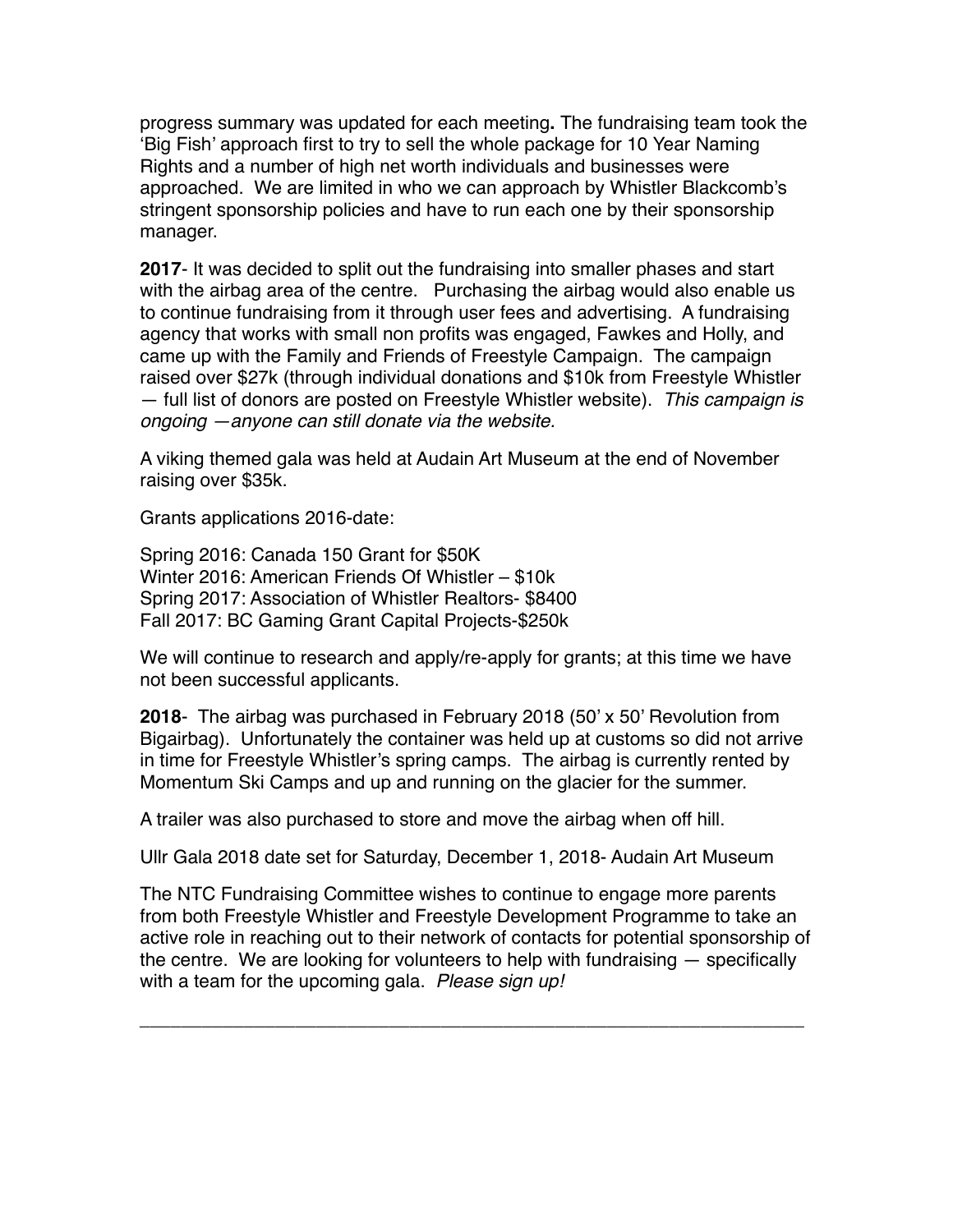progress summary was updated for each meeting**.** The fundraising team took the 'Big Fish' approach first to try to sell the whole package for 10 Year Naming Rights and a number of high net worth individuals and businesses were approached. We are limited in who we can approach by Whistler Blackcomb's stringent sponsorship policies and have to run each one by their sponsorship manager.

**2017**- It was decided to split out the fundraising into smaller phases and start with the airbag area of the centre. Purchasing the airbag would also enable us to continue fundraising from it through user fees and advertising. A fundraising agency that works with small non profits was engaged, Fawkes and Holly, and came up with the Family and Friends of Freestyle Campaign. The campaign raised over $27k (through individual donations and $10k from Freestyle Whistler — full list of donors are posted on Freestyle Whistler website). *This campaign is ongoing —anyone can still donate via the website.*

A viking themed gala was held at Audain Art Museum at the end of November raising over $35k.

Grants applications 2016-date:

Spring 2016: Canada 150 Grant for $50K
Winter 2016: American Friends Of Whistler – $10k
Spring 2017: Association of Whistler Realtors- $8400
Fall 2017: BC Gaming Grant Capital Projects-$250k

We will continue to research and apply/re-apply for grants; at this time we have not been successful applicants.

**2018**- The airbag was purchased in February 2018 (50' x 50' Revolution from Bigairbag). Unfortunately the container was held up at customs so did not arrive in time for Freestyle Whistler's spring camps. The airbag is currently rented by Momentum Ski Camps and up and running on the glacier for the summer.

A trailer was also purchased to store and move the airbag when off hill.

Ullr Gala 2018 date set for Saturday, December 1, 2018- Audain Art Museum

The NTC Fundraising Committee wishes to continue to engage more parents from both Freestyle Whistler and Freestyle Development Programme to take an active role in reaching out to their network of contacts for potential sponsorship of the centre. We are looking for volunteers to help with fundraising — specifically with a team for the upcoming gala. *Please sign up!*

---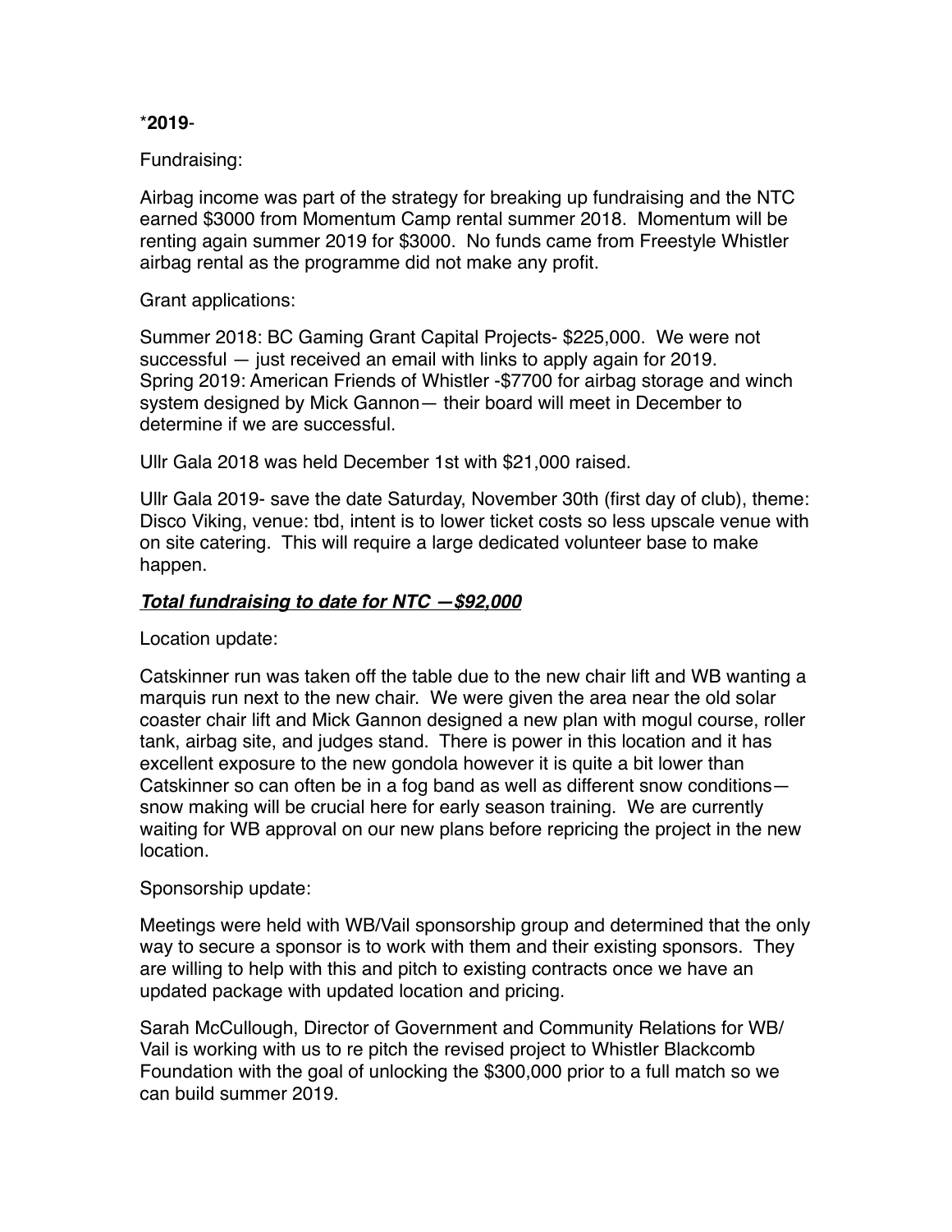***2019**-

Fundraising:

Airbag income was part of the strategy for breaking up fundraising and the NTC earned $3000 from Momentum Camp rental summer 2018. Momentum will be renting again summer 2019 for $3000. No funds came from Freestyle Whistler airbag rental as the programme did not make any profit.

Grant applications:

Summer 2018: BC Gaming Grant Capital Projects- $225,000. We were not successful — just received an email with links to apply again for 2019.
Spring 2019: American Friends of Whistler -$7700 for airbag storage and winch system designed by Mick Gannon— their board will meet in December to determine if we are successful.

Ullr Gala 2018 was held December 1st with $21,000 raised.

Ullr Gala 2019- save the date Saturday, November 30th (first day of club), theme: Disco Viking, venue: tbd, intent is to lower ticket costs so less upscale venue with on site catering. This will require a large dedicated volunteer base to make happen.

***<u>Total fundraising to date for NTC —$92,000</u>***

Location update:

Catskinner run was taken off the table due to the new chair lift and WB wanting a marquis run next to the new chair. We were given the area near the old solar coaster chair lift and Mick Gannon designed a new plan with mogul course, roller tank, airbag site, and judges stand. There is power in this location and it has excellent exposure to the new gondola however it is quite a bit lower than Catskinner so can often be in a fog band as well as different snow conditions— snow making will be crucial here for early season training. We are currently waiting for WB approval on our new plans before repricing the project in the new location.

Sponsorship update:

Meetings were held with WB/Vail sponsorship group and determined that the only way to secure a sponsor is to work with them and their existing sponsors. They are willing to help with this and pitch to existing contracts once we have an updated package with updated location and pricing.

Sarah McCullough, Director of Government and Community Relations for WB/Vail is working with us to re pitch the revised project to Whistler Blackcomb Foundation with the goal of unlocking the $300,000 prior to a full match so we can build summer 2019.